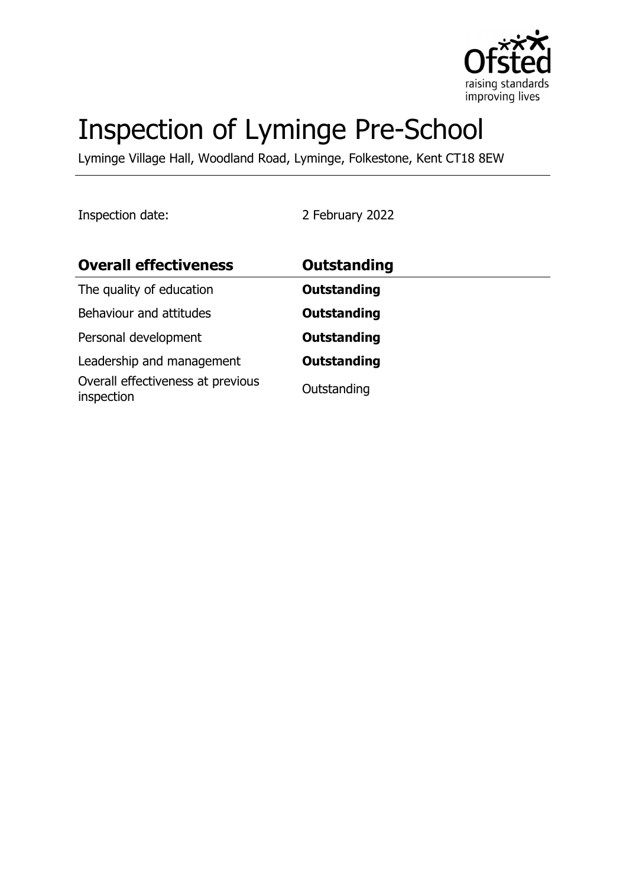# Inspection of Lyminge Pre-School

Lyminge Village Hall, Woodland Road, Lyminge, Folkestone, Kent CT18 8EW

Inspection date: 2 February 2022

| **Overall effectiveness** | **Outstanding** |
|---|---|
| The quality of education | **Outstanding** |
| Behaviour and attitudes | **Outstanding** |
| Personal development | **Outstanding** |
| Leadership and management | **Outstanding** |
| Overall effectiveness at previous inspection | Outstanding |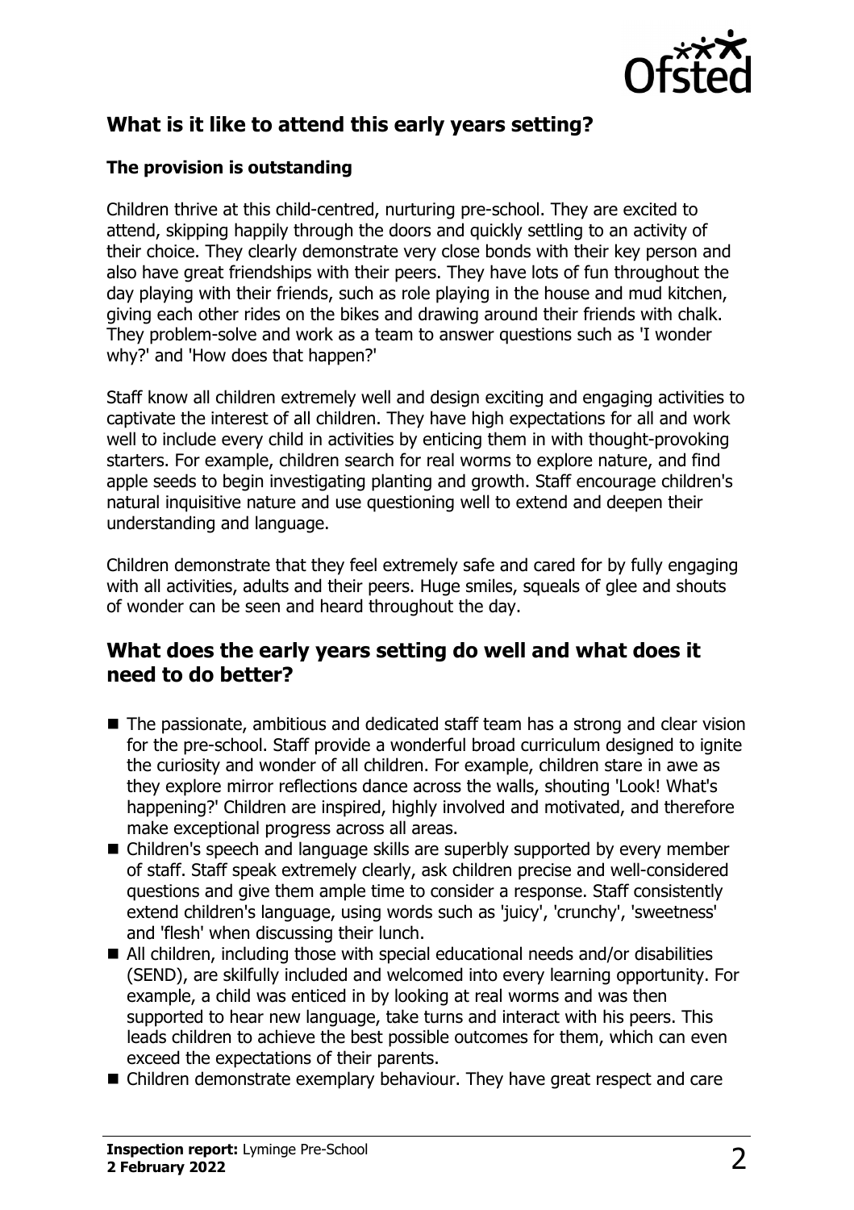## What is it like to attend this early years setting?

### The provision is outstanding

Children thrive at this child-centred, nurturing pre-school. They are excited to attend, skipping happily through the doors and quickly settling to an activity of their choice. They clearly demonstrate very close bonds with their key person and also have great friendships with their peers. They have lots of fun throughout the day playing with their friends, such as role playing in the house and mud kitchen, giving each other rides on the bikes and drawing around their friends with chalk. They problem-solve and work as a team to answer questions such as 'I wonder why?' and 'How does that happen?'

Staff know all children extremely well and design exciting and engaging activities to captivate the interest of all children. They have high expectations for all and work well to include every child in activities by enticing them in with thought-provoking starters. For example, children search for real worms to explore nature, and find apple seeds to begin investigating planting and growth. Staff encourage children's natural inquisitive nature and use questioning well to extend and deepen their understanding and language.

Children demonstrate that they feel extremely safe and cared for by fully engaging with all activities, adults and their peers. Huge smiles, squeals of glee and shouts of wonder can be seen and heard throughout the day.

## What does the early years setting do well and what does it need to do better?

- The passionate, ambitious and dedicated staff team has a strong and clear vision for the pre-school. Staff provide a wonderful broad curriculum designed to ignite the curiosity and wonder of all children. For example, children stare in awe as they explore mirror reflections dance across the walls, shouting 'Look! What's happening?' Children are inspired, highly involved and motivated, and therefore make exceptional progress across all areas.
- Children's speech and language skills are superbly supported by every member of staff. Staff speak extremely clearly, ask children precise and well-considered questions and give them ample time to consider a response. Staff consistently extend children's language, using words such as 'juicy', 'crunchy', 'sweetness' and 'flesh' when discussing their lunch.
- All children, including those with special educational needs and/or disabilities (SEND), are skilfully included and welcomed into every learning opportunity. For example, a child was enticed in by looking at real worms and was then supported to hear new language, take turns and interact with his peers. This leads children to achieve the best possible outcomes for them, which can even exceed the expectations of their parents.
- Children demonstrate exemplary behaviour. They have great respect and care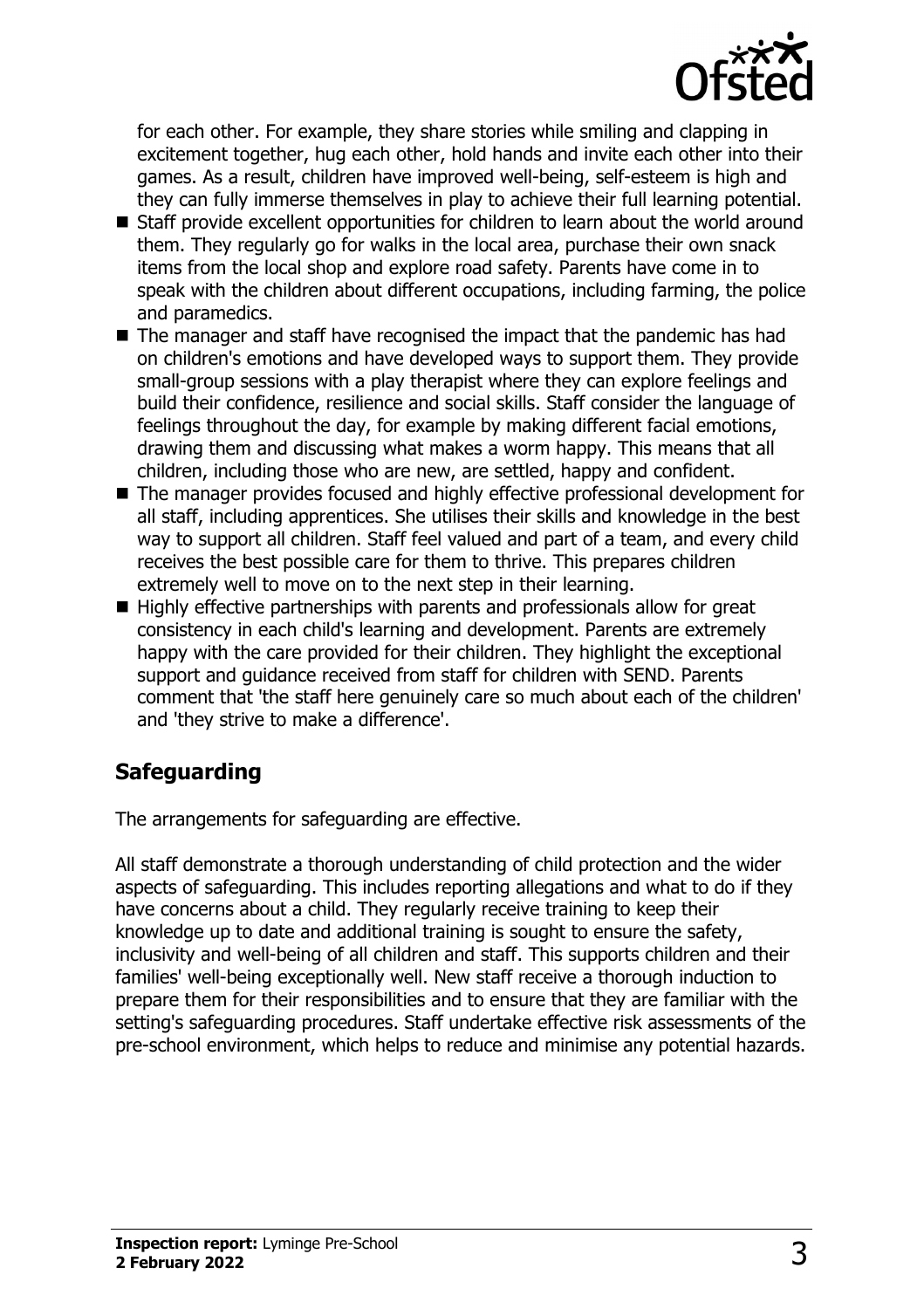for each other. For example, they share stories while smiling and clapping in excitement together, hug each other, hold hands and invite each other into their games. As a result, children have improved well-being, self-esteem is high and they can fully immerse themselves in play to achieve their full learning potential.

- Staff provide excellent opportunities for children to learn about the world around them. They regularly go for walks in the local area, purchase their own snack items from the local shop and explore road safety. Parents have come in to speak with the children about different occupations, including farming, the police and paramedics.
- The manager and staff have recognised the impact that the pandemic has had on children's emotions and have developed ways to support them. They provide small-group sessions with a play therapist where they can explore feelings and build their confidence, resilience and social skills. Staff consider the language of feelings throughout the day, for example by making different facial emotions, drawing them and discussing what makes a worm happy. This means that all children, including those who are new, are settled, happy and confident.
- The manager provides focused and highly effective professional development for all staff, including apprentices. She utilises their skills and knowledge in the best way to support all children. Staff feel valued and part of a team, and every child receives the best possible care for them to thrive. This prepares children extremely well to move on to the next step in their learning.
- Highly effective partnerships with parents and professionals allow for great consistency in each child's learning and development. Parents are extremely happy with the care provided for their children. They highlight the exceptional support and guidance received from staff for children with SEND. Parents comment that 'the staff here genuinely care so much about each of the children' and 'they strive to make a difference'.

## Safeguarding

The arrangements for safeguarding are effective.

All staff demonstrate a thorough understanding of child protection and the wider aspects of safeguarding. This includes reporting allegations and what to do if they have concerns about a child. They regularly receive training to keep their knowledge up to date and additional training is sought to ensure the safety, inclusivity and well-being of all children and staff. This supports children and their families' well-being exceptionally well. New staff receive a thorough induction to prepare them for their responsibilities and to ensure that they are familiar with the setting's safeguarding procedures. Staff undertake effective risk assessments of the pre-school environment, which helps to reduce and minimise any potential hazards.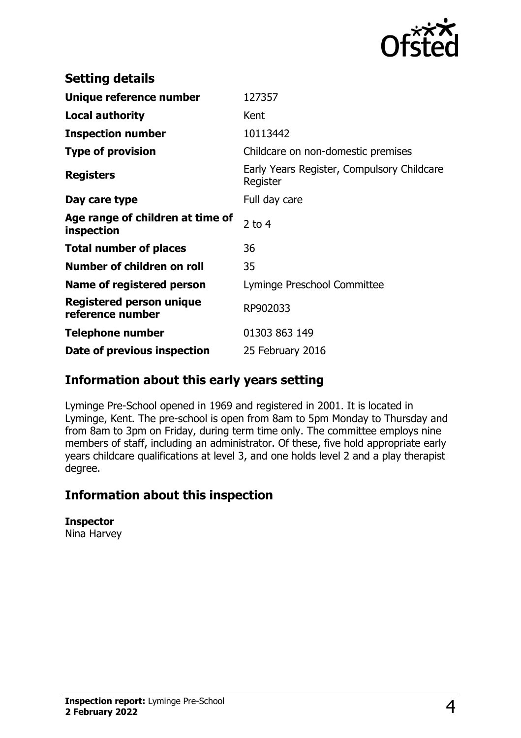## Setting details

| | |
|---|---|
| **Unique reference number** | 127357 |
| **Local authority** | Kent |
| **Inspection number** | 10113442 |
| **Type of provision** | Childcare on non-domestic premises |
| **Registers** | Early Years Register, Compulsory Childcare Register |
| **Day care type** | Full day care |
| **Age range of children at time of inspection** | 2 to 4 |
| **Total number of places** | 36 |
| **Number of children on roll** | 35 |
| **Name of registered person** | Lyminge Preschool Committee |
| **Registered person unique reference number** | RP902033 |
| **Telephone number** | 01303 863 149 |
| **Date of previous inspection** | 25 February 2016 |

## Information about this early years setting

Lyminge Pre-School opened in 1969 and registered in 2001. It is located in Lyminge, Kent. The pre-school is open from 8am to 5pm Monday to Thursday and from 8am to 3pm on Friday, during term time only. The committee employs nine members of staff, including an administrator. Of these, five hold appropriate early years childcare qualifications at level 3, and one holds level 2 and a play therapist degree.

## Information about this inspection

**Inspector**
Nina Harvey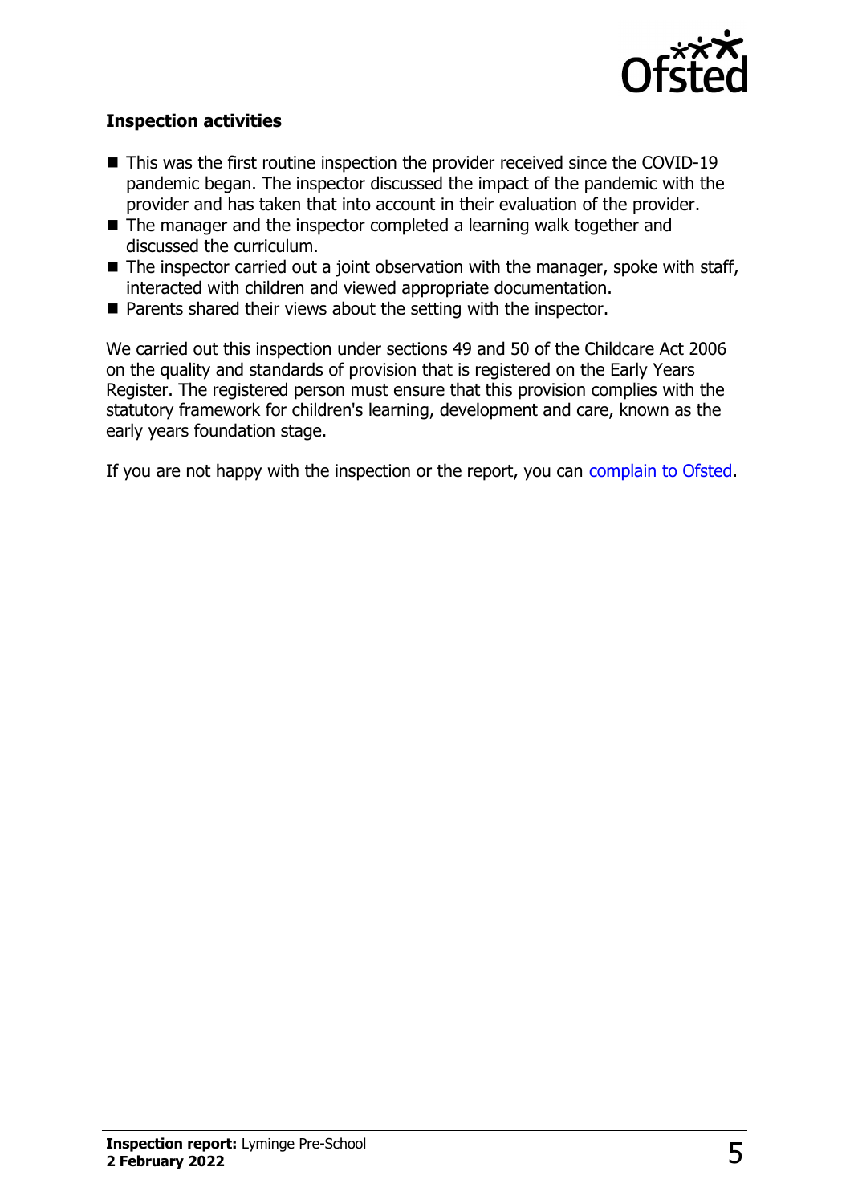### Inspection activities

- This was the first routine inspection the provider received since the COVID-19 pandemic began. The inspector discussed the impact of the pandemic with the provider and has taken that into account in their evaluation of the provider.
- The manager and the inspector completed a learning walk together and discussed the curriculum.
- The inspector carried out a joint observation with the manager, spoke with staff, interacted with children and viewed appropriate documentation.
- Parents shared their views about the setting with the inspector.

We carried out this inspection under sections 49 and 50 of the Childcare Act 2006 on the quality and standards of provision that is registered on the Early Years Register. The registered person must ensure that this provision complies with the statutory framework for children's learning, development and care, known as the early years foundation stage.

If you are not happy with the inspection or the report, you can complain to Ofsted.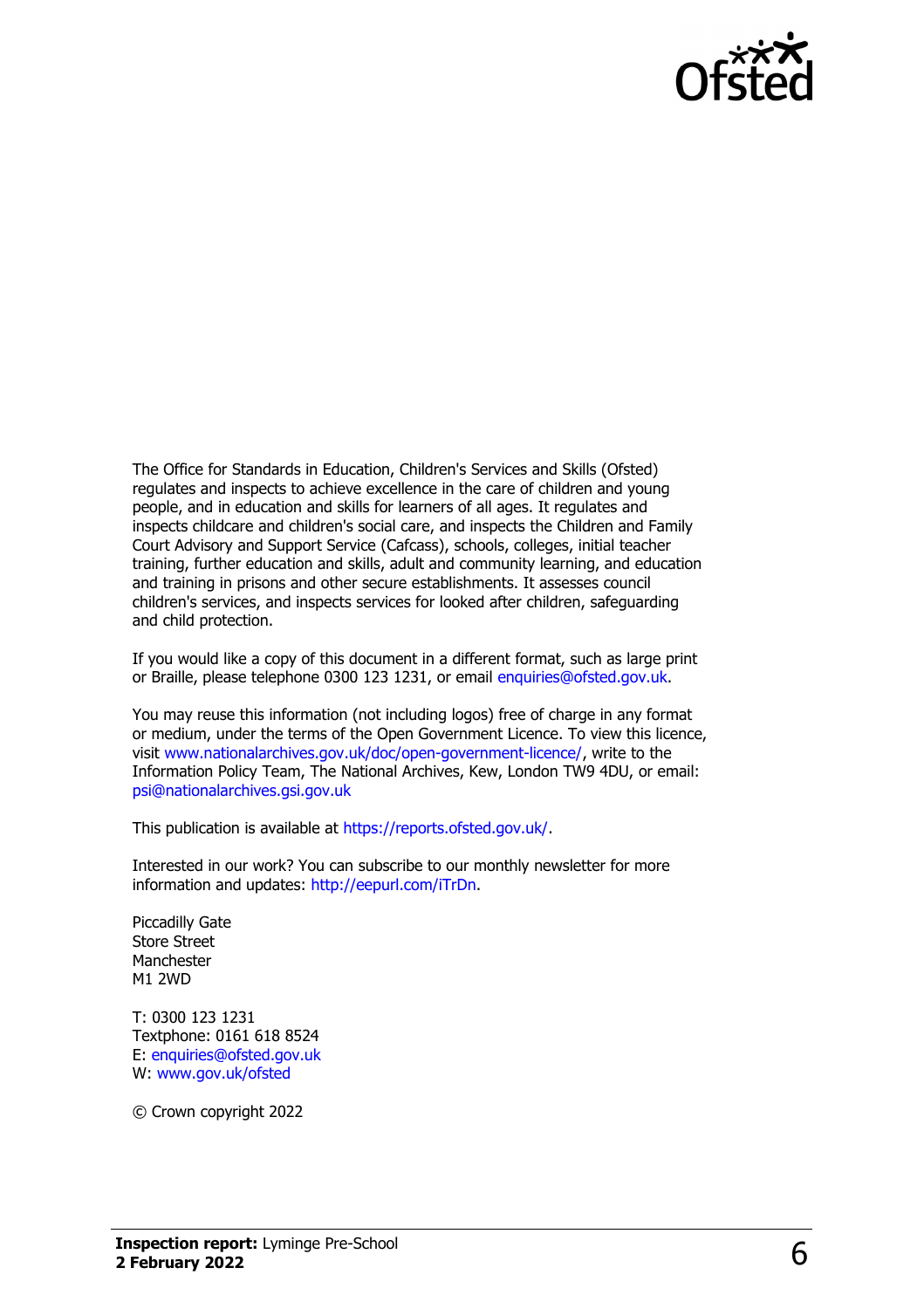The Office for Standards in Education, Children's Services and Skills (Ofsted) regulates and inspects to achieve excellence in the care of children and young people, and in education and skills for learners of all ages. It regulates and inspects childcare and children's social care, and inspects the Children and Family Court Advisory and Support Service (Cafcass), schools, colleges, initial teacher training, further education and skills, adult and community learning, and education and training in prisons and other secure establishments. It assesses council children's services, and inspects services for looked after children, safeguarding and child protection.

If you would like a copy of this document in a different format, such as large print or Braille, please telephone 0300 123 1231, or email enquiries@ofsted.gov.uk.

You may reuse this information (not including logos) free of charge in any format or medium, under the terms of the Open Government Licence. To view this licence, visit www.nationalarchives.gov.uk/doc/open-government-licence/, write to the Information Policy Team, The National Archives, Kew, London TW9 4DU, or email: psi@nationalarchives.gsi.gov.uk

This publication is available at https://reports.ofsted.gov.uk/.

Interested in our work? You can subscribe to our monthly newsletter for more information and updates: http://eepurl.com/iTrDn.

Piccadilly Gate
Store Street
Manchester
M1 2WD

T: 0300 123 1231
Textphone: 0161 618 8524
E: enquiries@ofsted.gov.uk
W: www.gov.uk/ofsted

© Crown copyright 2022